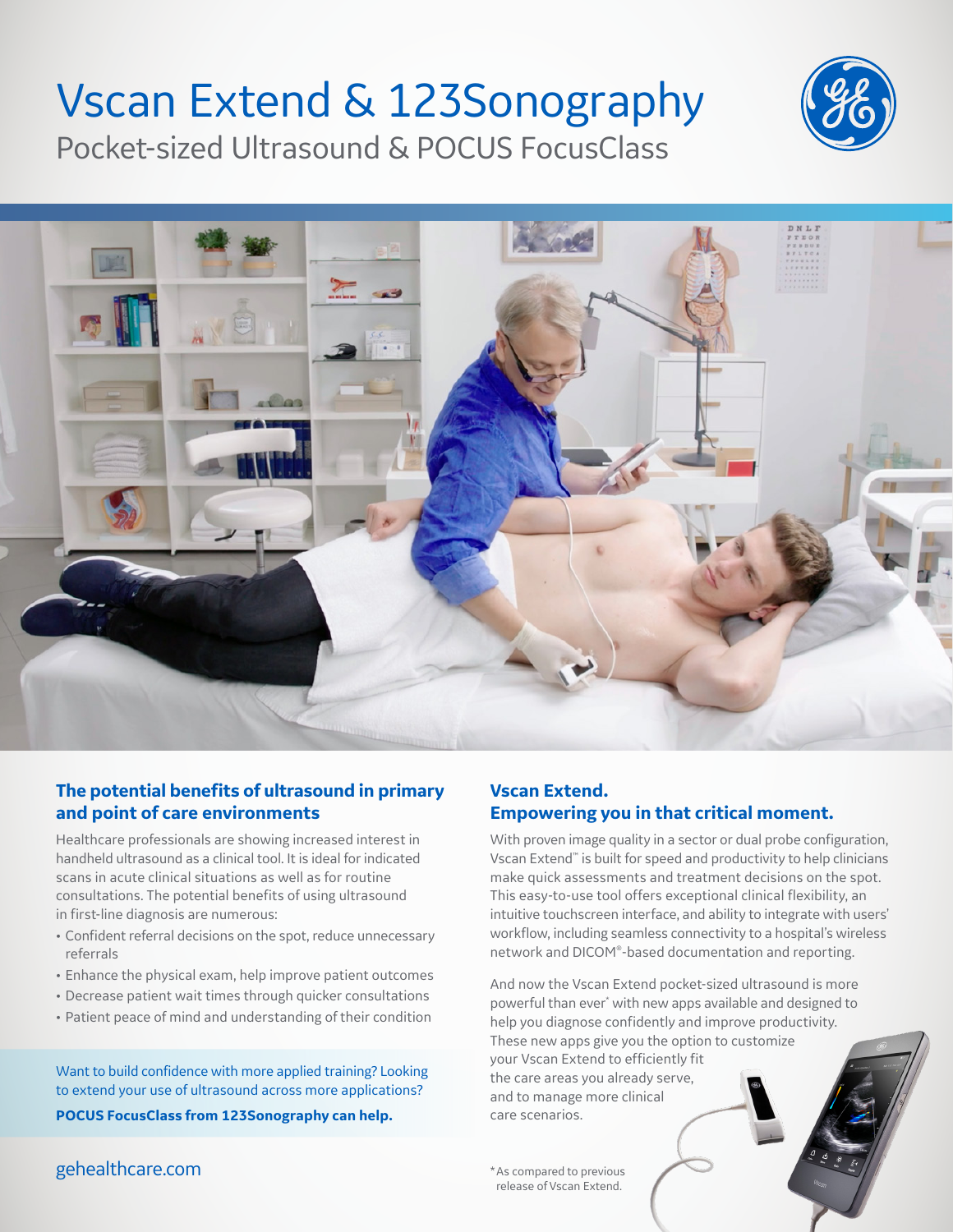# Vscan Extend & 123Sonography

## Pocket-sized Ultrasound & POCUS FocusClass

### The potential benefits of ultrasound in primary and point of care environments

Healthcare professionals are showing increased interest in handheld ultrasound as a clinical tool. It is ideal for indicated scans in acute clinical situations as well as for routine consultations. The potential benefits of using ultrasound in first-line diagnosis are numerous:

- Confident referral decisions on the spot, reduce unnecessary referrals
- Enhance the physical exam, help improve patient outcomes
- Decrease patient wait times through quicker consultations
- Patient peace of mind and understanding of their condition

Want to build confidence with more applied training? Looking to extend your use of ultrasound across more applications?

**POCUS FocusClass from 123Sonography can help.**

### Vscan Extend. Empowering you in that critical moment.

With proven image quality in a sector or dual probe configuration, Vscan Extend™ is built for speed and productivity to help clinicians make quick assessments and treatment decisions on the spot. This easy-to-use tool offers exceptional clinical flexibility, an intuitive touchscreen interface, and ability to integrate with users' workflow, including seamless connectivity to a hospital's wireless network and DICOM®-based documentation and reporting.

And now the Vscan Extend pocket-sized ultrasound is more powerful than ever* with new apps available and designed to help you diagnose confidently and improve productivity. These new apps give you the option to customize your Vscan Extend to efficiently fit the care areas you already serve, and to manage more clinical care scenarios.

*As compared to previous release of Vscan Extend.

gehealthcare.com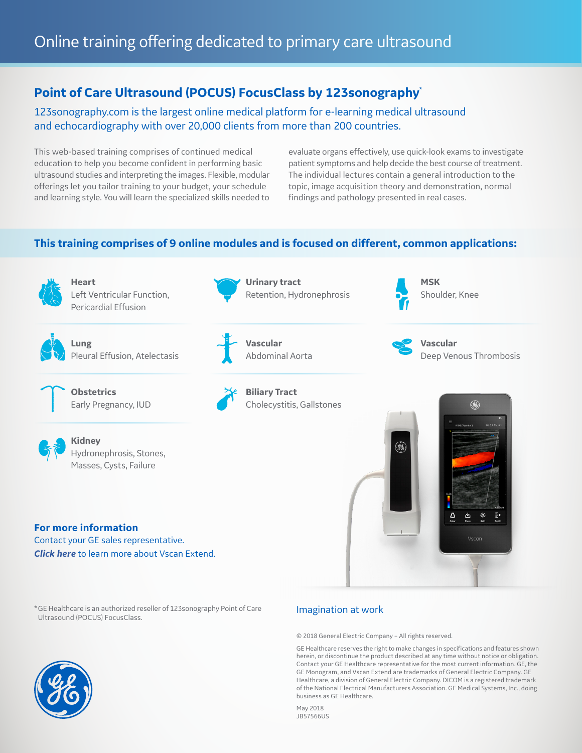# Online training offering dedicated to primary care ultrasound

## Point of Care Ultrasound (POCUS) FocusClass by 123sonography*

123sonography.com is the largest online medical platform for e-learning medical ultrasound and echocardiography with over 20,000 clients from more than 200 countries.

This web-based training comprises of continued medical education to help you become confident in performing basic ultrasound studies and interpreting the images. Flexible, modular offerings let you tailor training to your budget, your schedule and learning style. You will learn the specialized skills needed to evaluate organs effectively, use quick-look exams to investigate patient symptoms and help decide the best course of treatment. The individual lectures contain a general introduction to the topic, image acquisition theory and demonstration, normal findings and pathology presented in real cases.

### This training comprises of 9 online modules and is focused on different, common applications:

**Heart**
Left Ventricular Function, Pericardial Effusion

**Urinary tract**
Retention, Hydronephrosis

**MSK**
Shoulder, Knee

**Lung**
Pleural Effusion, Atelectasis

**Vascular**
Abdominal Aorta

**Vascular**
Deep Venous Thrombosis

**Obstetrics**
Early Pregnancy, IUD

**Biliary Tract**
Cholecystitis, Gallstones

**Kidney**
Hydronephrosis, Stones, Masses, Cysts, Failure

### For more information

Contact your GE sales representative.
***Click here*** to learn more about Vscan Extend.

*GE Healthcare is an authorized reseller of 123sonography Point of Care Ultrasound (POCUS) FocusClass.

Imagination at work

© 2018 General Electric Company – All rights reserved.

GE Healthcare reserves the right to make changes in specifications and features shown herein, or discontinue the product described at any time without notice or obligation. Contact your GE Healthcare representative for the most current information. GE, the GE Monogram, and Vscan Extend are trademarks of General Electric Company. GE Healthcare, a division of General Electric Company. DICOM is a registered trademark of the National Electrical Manufacturers Association. GE Medical Systems, Inc., doing business as GE Healthcare.

May 2018
JB57566US